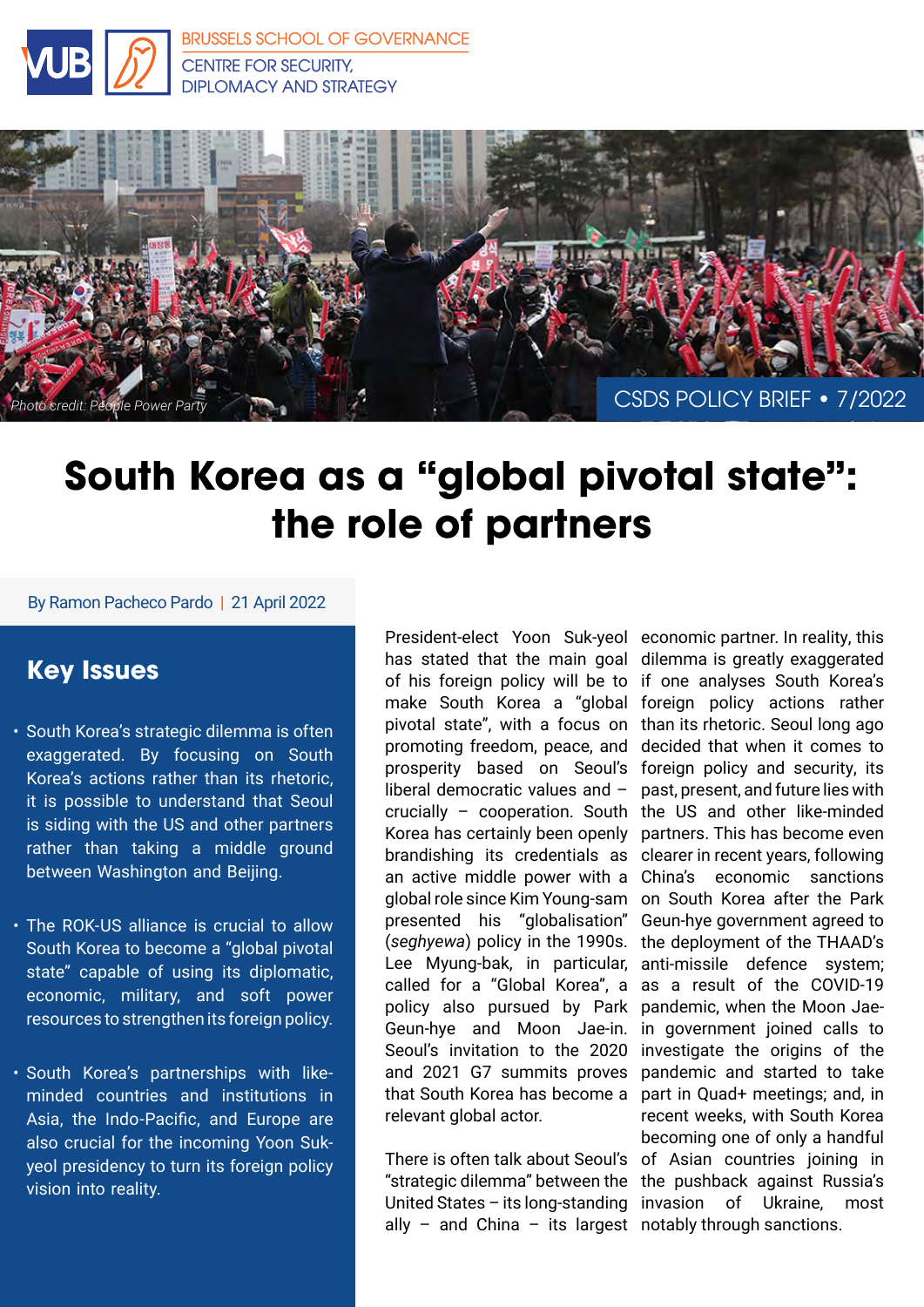BRUSSELS SCHOOL OF GOVERNANCE
CENTRE FOR SECURITY, DIPLOMACY AND STRATEGY

Photo credit: People Power Party

CSDS POLICY BRIEF • 7/2022

# South Korea as a "global pivotal state": the role of partners

By Ramon Pacheco Pardo | 21 April 2022

## Key Issues

- South Korea's strategic dilemma is often exaggerated. By focusing on South Korea's actions rather than its rhetoric, it is possible to understand that Seoul is siding with the US and other partners rather than taking a middle ground between Washington and Beijing.
- The ROK-US alliance is crucial to allow South Korea to become a "global pivotal state" capable of using its diplomatic, economic, military, and soft power resources to strengthen its foreign policy.
- South Korea's partnerships with like-minded countries and institutions in Asia, the Indo-Pacific, and Europe are also crucial for the incoming Yoon Suk-yeol presidency to turn its foreign policy vision into reality.

President-elect Yoon Suk-yeol has stated that the main goal of his foreign policy will be to make South Korea a "global pivotal state", with a focus on promoting freedom, peace, and prosperity based on Seoul's liberal democratic values and – crucially – cooperation. South Korea has certainly been openly brandishing its credentials as an active middle power with a global role since Kim Young-sam presented his "globalisation" (*seghyewa*) policy in the 1990s. Lee Myung-bak, in particular, called for a "Global Korea", a policy also pursued by Park Geun-hye and Moon Jae-in. Seoul's invitation to the 2020 and 2021 G7 summits proves that South Korea has become a relevant global actor.

There is often talk about Seoul's "strategic dilemma" between the United States – its long-standing ally – and China – its largest economic partner. In reality, this dilemma is greatly exaggerated if one analyses South Korea's foreign policy actions rather than its rhetoric. Seoul long ago decided that when it comes to foreign policy and security, its past, present, and future lies with the US and other like-minded partners. This has become even clearer in recent years, following China's economic sanctions on South Korea after the Park Geun-hye government agreed to the deployment of the THAAD's anti-missile defence system; as a result of the COVID-19 pandemic, when the Moon Jae-in government joined calls to investigate the origins of the pandemic and started to take part in Quad+ meetings; and, in recent weeks, with South Korea becoming one of only a handful of Asian countries joining in the pushback against Russia's invasion of Ukraine, most notably through sanctions.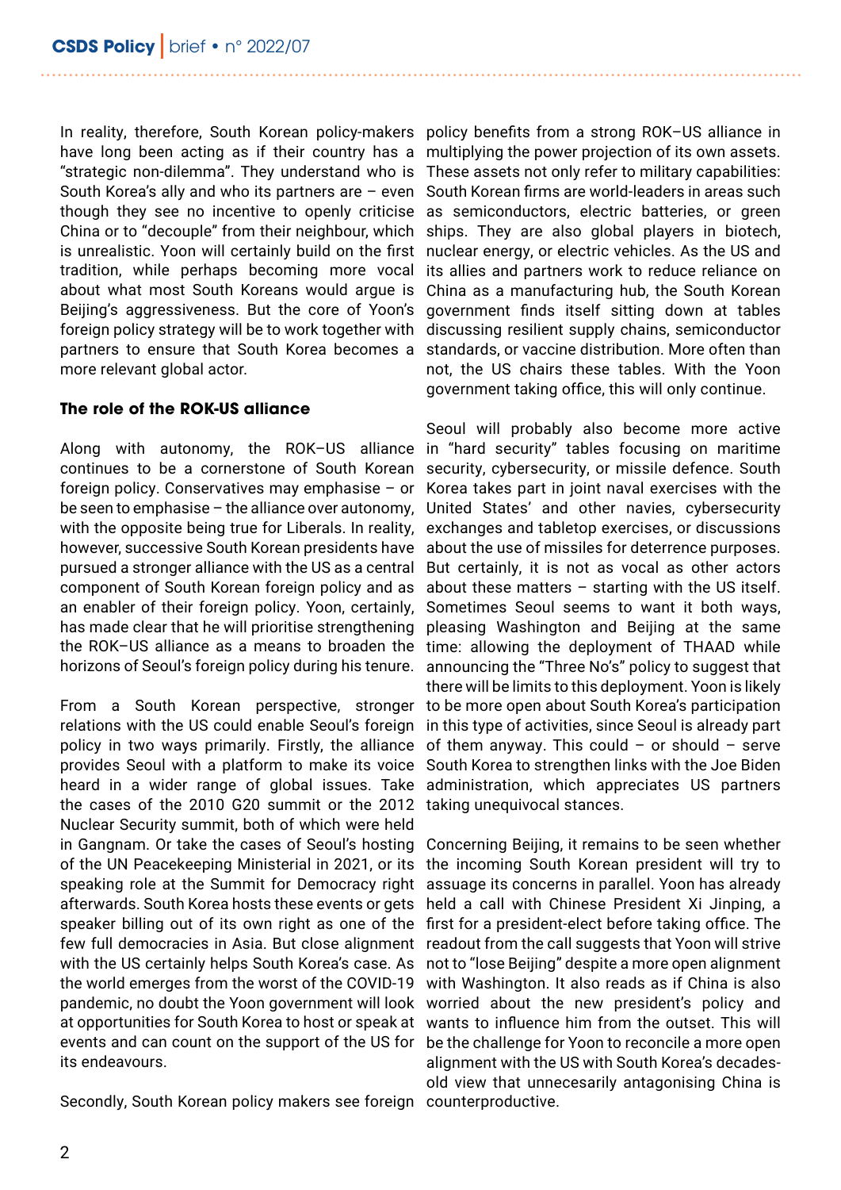In reality, therefore, South Korean policy-makers have long been acting as if their country has a "strategic non-dilemma". They understand who is South Korea's ally and who its partners are – even though they see no incentive to openly criticise China or to "decouple" from their neighbour, which is unrealistic. Yoon will certainly build on the first tradition, while perhaps becoming more vocal about what most South Koreans would argue is Beijing's aggressiveness. But the core of Yoon's foreign policy strategy will be to work together with partners to ensure that South Korea becomes a more relevant global actor.

### The role of the ROK-US alliance

Along with autonomy, the ROK–US alliance continues to be a cornerstone of South Korean foreign policy. Conservatives may emphasise – or be seen to emphasise – the alliance over autonomy, with the opposite being true for Liberals. In reality, however, successive South Korean presidents have pursued a stronger alliance with the US as a central component of South Korean foreign policy and as an enabler of their foreign policy. Yoon, certainly, has made clear that he will prioritise strengthening the ROK–US alliance as a means to broaden the horizons of Seoul's foreign policy during his tenure.

From a South Korean perspective, stronger relations with the US could enable Seoul's foreign policy in two ways primarily. Firstly, the alliance provides Seoul with a platform to make its voice heard in a wider range of global issues. Take the cases of the 2010 G20 summit or the 2012 Nuclear Security summit, both of which were held in Gangnam. Or take the cases of Seoul's hosting of the UN Peacekeeping Ministerial in 2021, or its speaking role at the Summit for Democracy right afterwards. South Korea hosts these events or gets speaker billing out of its own right as one of the few full democracies in Asia. But close alignment with the US certainly helps South Korea's case. As the world emerges from the worst of the COVID-19 pandemic, no doubt the Yoon government will look at opportunities for South Korea to host or speak at events and can count on the support of the US for its endeavours.

Secondly, South Korean policy makers see foreign policy benefits from a strong ROK–US alliance in multiplying the power projection of its own assets. These assets not only refer to military capabilities: South Korean firms are world-leaders in areas such as semiconductors, electric batteries, or green ships. They are also global players in biotech, nuclear energy, or electric vehicles. As the US and its allies and partners work to reduce reliance on China as a manufacturing hub, the South Korean government finds itself sitting down at tables discussing resilient supply chains, semiconductor standards, or vaccine distribution. More often than not, the US chairs these tables. With the Yoon government taking office, this will only continue.

Seoul will probably also become more active in "hard security" tables focusing on maritime security, cybersecurity, or missile defence. South Korea takes part in joint naval exercises with the United States' and other navies, cybersecurity exchanges and tabletop exercises, or discussions about the use of missiles for deterrence purposes. But certainly, it is not as vocal as other actors about these matters – starting with the US itself. Sometimes Seoul seems to want it both ways, pleasing Washington and Beijing at the same time: allowing the deployment of THAAD while announcing the "Three No's" policy to suggest that there will be limits to this deployment. Yoon is likely to be more open about South Korea's participation in this type of activities, since Seoul is already part of them anyway. This could – or should – serve South Korea to strengthen links with the Joe Biden administration, which appreciates US partners taking unequivocal stances.

Concerning Beijing, it remains to be seen whether the incoming South Korean president will try to assuage its concerns in parallel. Yoon has already held a call with Chinese President Xi Jinping, a first for a president-elect before taking office. The readout from the call suggests that Yoon will strive not to "lose Beijing" despite a more open alignment with Washington. It also reads as if China is also worried about the new president's policy and wants to influence him from the outset. This will be the challenge for Yoon to reconcile a more open alignment with the US with South Korea's decades-old view that unnecesarily antagonising China is counterproductive.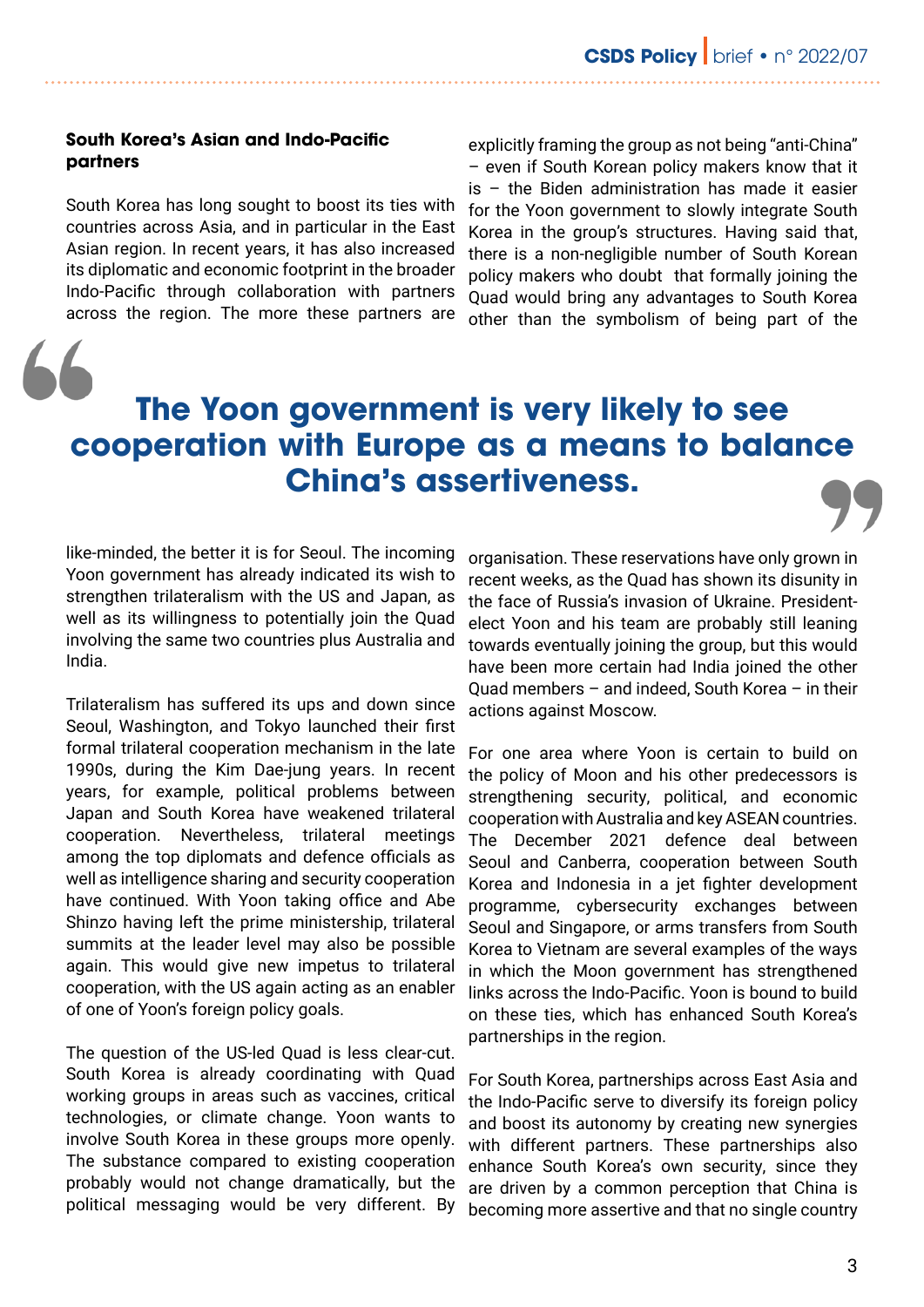### South Korea's Asian and Indo-Pacific partners

South Korea has long sought to boost its ties with countries across Asia, and in particular in the East Asian region. In recent years, it has also increased its diplomatic and economic footprint in the broader Indo-Pacific through collaboration with partners across the region. The more these partners are like-minded, the better it is for Seoul. The incoming Yoon government has already indicated its wish to strengthen trilateralism with the US and Japan, as well as its willingness to potentially join the Quad involving the same two countries plus Australia and India.

> **The Yoon government is very likely to see cooperation with Europe as a means to balance China's assertiveness.**

Trilateralism has suffered its ups and down since Seoul, Washington, and Tokyo launched their first formal trilateral cooperation mechanism in the late 1990s, during the Kim Dae-jung years. In recent years, for example, political problems between Japan and South Korea have weakened trilateral cooperation. Nevertheless, trilateral meetings among the top diplomats and defence officials as well as intelligence sharing and security cooperation have continued. With Yoon taking office and Abe Shinzo having left the prime ministership, trilateral summits at the leader level may also be possible again. This would give new impetus to trilateral cooperation, with the US again acting as an enabler of one of Yoon's foreign policy goals.

The question of the US-led Quad is less clear-cut. South Korea is already coordinating with Quad working groups in areas such as vaccines, critical technologies, or climate change. Yoon wants to involve South Korea in these groups more openly. The substance compared to existing cooperation probably would not change dramatically, but the political messaging would be very different. By explicitly framing the group as not being "anti-China" – even if South Korean policy makers know that it is – the Biden administration has made it easier for the Yoon government to slowly integrate South Korea in the group's structures. Having said that, there is a non-negligible number of South Korean policy makers who doubt that formally joining the Quad would bring any advantages to South Korea other than the symbolism of being part of the organisation. These reservations have only grown in recent weeks, as the Quad has shown its disunity in the face of Russia's invasion of Ukraine. President-elect Yoon and his team are probably still leaning towards eventually joining the group, but this would have been more certain had India joined the other Quad members – and indeed, South Korea – in their actions against Moscow.

For one area where Yoon is certain to build on the policy of Moon and his other predecessors is strengthening security, political, and economic cooperation with Australia and key ASEAN countries. The December 2021 defence deal between Seoul and Canberra, cooperation between South Korea and Indonesia in a jet fighter development programme, cybersecurity exchanges between Seoul and Singapore, or arms transfers from South Korea to Vietnam are several examples of the ways in which the Moon government has strengthened links across the Indo-Pacific. Yoon is bound to build on these ties, which has enhanced South Korea's partnerships in the region.

For South Korea, partnerships across East Asia and the Indo-Pacific serve to diversify its foreign policy and boost its autonomy by creating new synergies with different partners. These partnerships also enhance South Korea's own security, since they are driven by a common perception that China is becoming more assertive and that no single country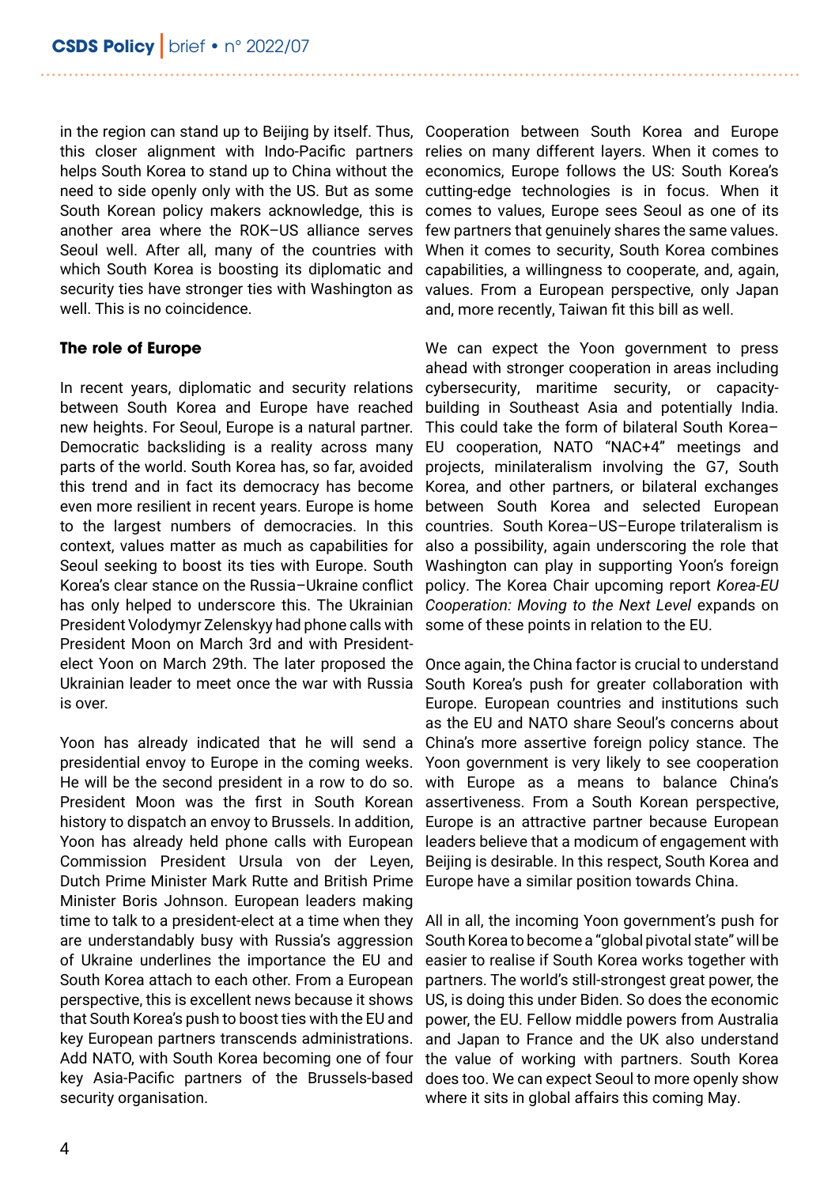in the region can stand up to Beijing by itself. Thus, this closer alignment with Indo-Pacific partners helps South Korea to stand up to China without the need to side openly only with the US. But as some South Korean policy makers acknowledge, this is another area where the ROK–US alliance serves Seoul well. After all, many of the countries with which South Korea is boosting its diplomatic and security ties have stronger ties with Washington as well. This is no coincidence.

### The role of Europe

In recent years, diplomatic and security relations between South Korea and Europe have reached new heights. For Seoul, Europe is a natural partner. Democratic backsliding is a reality across many parts of the world. South Korea has, so far, avoided this trend and in fact its democracy has become even more resilient in recent years. Europe is home to the largest numbers of democracies. In this context, values matter as much as capabilities for Seoul seeking to boost its ties with Europe. South Korea's clear stance on the Russia–Ukraine conflict has only helped to underscore this. The Ukrainian President Volodymyr Zelenskyy had phone calls with President Moon on March 3rd and with President-elect Yoon on March 29th. The later proposed the Ukrainian leader to meet once the war with Russia is over.

Yoon has already indicated that he will send a presidential envoy to Europe in the coming weeks. He will be the second president in a row to do so. President Moon was the first in South Korean history to dispatch an envoy to Brussels. In addition, Yoon has already held phone calls with European Commission President Ursula von der Leyen, Dutch Prime Minister Mark Rutte and British Prime Minister Boris Johnson. European leaders making time to talk to a president-elect at a time when they are understandably busy with Russia's aggression of Ukraine underlines the importance the EU and South Korea attach to each other. From a European perspective, this is excellent news because it shows that South Korea's push to boost ties with the EU and key European partners transcends administrations. Add NATO, with South Korea becoming one of four key Asia-Pacific partners of the Brussels-based security organisation.

Cooperation between South Korea and Europe relies on many different layers. When it comes to economics, Europe follows the US: South Korea's cutting-edge technologies is in focus. When it comes to values, Europe sees Seoul as one of its few partners that genuinely shares the same values. When it comes to security, South Korea combines capabilities, a willingness to cooperate, and, again, values. From a European perspective, only Japan and, more recently, Taiwan fit this bill as well.

We can expect the Yoon government to press ahead with stronger cooperation in areas including cybersecurity, maritime security, or capacity-building in Southeast Asia and potentially India. This could take the form of bilateral South Korea–EU cooperation, NATO "NAC+4" meetings and projects, minilateralism involving the G7, South Korea, and other partners, or bilateral exchanges between South Korea and selected European countries. South Korea–US–Europe trilateralism is also a possibility, again underscoring the role that Washington can play in supporting Yoon's foreign policy. The Korea Chair upcoming report *Korea-EU Cooperation: Moving to the Next Level* expands on some of these points in relation to the EU.

Once again, the China factor is crucial to understand South Korea's push for greater collaboration with Europe. European countries and institutions such as the EU and NATO share Seoul's concerns about China's more assertive foreign policy stance. The Yoon government is very likely to see cooperation with Europe as a means to balance China's assertiveness. From a South Korean perspective, Europe is an attractive partner because European leaders believe that a modicum of engagement with Beijing is desirable. In this respect, South Korea and Europe have a similar position towards China.

All in all, the incoming Yoon government's push for South Korea to become a "global pivotal state" will be easier to realise if South Korea works together with partners. The world's still-strongest great power, the US, is doing this under Biden. So does the economic power, the EU. Fellow middle powers from Australia and Japan to France and the UK also understand the value of working with partners. South Korea does too. We can expect Seoul to more openly show where it sits in global affairs this coming May.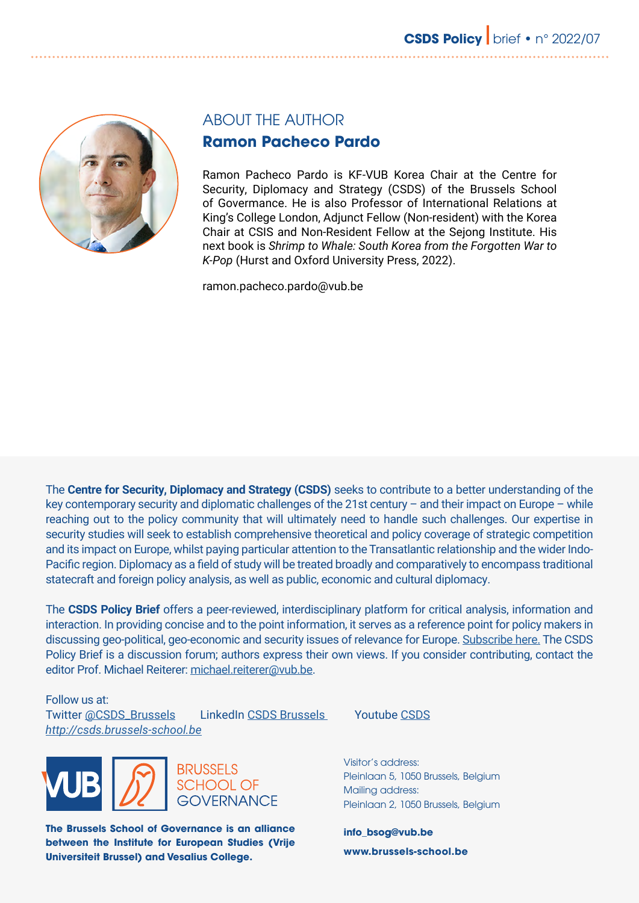## ABOUT THE AUTHOR

### Ramon Pacheco Pardo

Ramon Pacheco Pardo is KF-VUB Korea Chair at the Centre for Security, Diplomacy and Strategy (CSDS) of the Brussels School of Governance. He is also Professor of International Relations at King's College London, Adjunct Fellow (Non-resident) with the Korea Chair at CSIS and Non-Resident Fellow at the Sejong Institute. His next book is *Shrimp to Whale: South Korea from the Forgotten War to K-Pop* (Hurst and Oxford University Press, 2022).

ramon.pacheco.pardo@vub.be

The **Centre for Security, Diplomacy and Strategy (CSDS)** seeks to contribute to a better understanding of the key contemporary security and diplomatic challenges of the 21st century – and their impact on Europe – while reaching out to the policy community that will ultimately need to handle such challenges. Our expertise in security studies will seek to establish comprehensive theoretical and policy coverage of strategic competition and its impact on Europe, whilst paying particular attention to the Transatlantic relationship and the wider Indo-Pacific region. Diplomacy as a field of study will be treated broadly and comparatively to encompass traditional statecraft and foreign policy analysis, as well as public, economic and cultural diplomacy.

The **CSDS Policy Brief** offers a peer-reviewed, interdisciplinary platform for critical analysis, information and interaction. In providing concise and to the point information, it serves as a reference point for policy makers in discussing geo-political, geo-economic and security issues of relevance for Europe. Subscribe here. The CSDS Policy Brief is a discussion forum; authors express their own views. If you consider contributing, contact the editor Prof. Michael Reiterer: michael.reiterer@vub.be.

Follow us at:
Twitter @CSDS_Brussels LinkedIn CSDS Brussels Youtube CSDS
*http://csds.brussels-school.be*

VUB BRUSSELS SCHOOL OF GOVERNANCE

**The Brussels School of Governance is an alliance between the Institute for European Studies (Vrije Universiteit Brussel) and Vesalius College.**

Visitor's address:
Pleinlaan 5, 1050 Brussels, Belgium
Mailing address:
Pleinlaan 2, 1050 Brussels, Belgium

**info_bsog@vub.be**

**www.brussels-school.be**